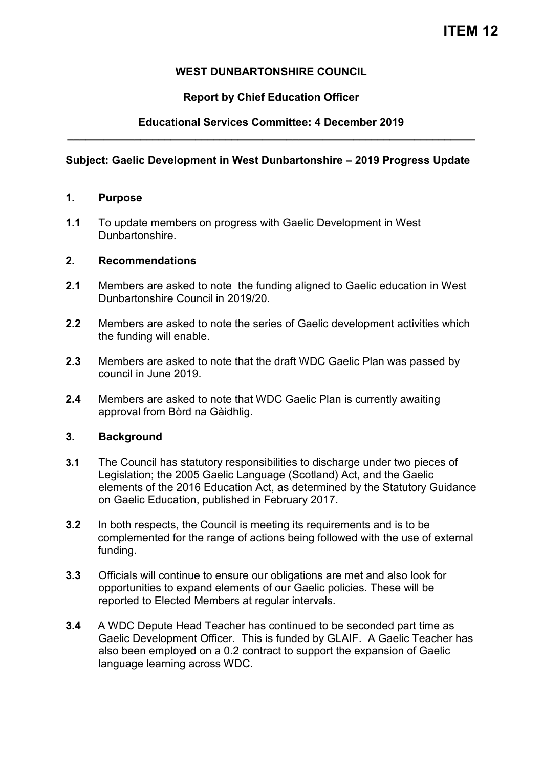# ITEM 12

**WEST DUNBARTONSHIRE COUNCIL**

**Report by Chief Education Officer**

**Educational Services Committee: 4 December 2019**

---

**Subject: Gaelic Development in West Dunbartonshire – 2019 Progress Update**

## 1. Purpose

**1.1** To update members on progress with Gaelic Development in West Dunbartonshire.

## 2. Recommendations

**2.1** Members are asked to note the funding aligned to Gaelic education in West Dunbartonshire Council in 2019/20.

**2.2** Members are asked to note the series of Gaelic development activities which the funding will enable.

**2.3** Members are asked to note that the draft WDC Gaelic Plan was passed by council in June 2019.

**2.4** Members are asked to note that WDC Gaelic Plan is currently awaiting approval from Bòrd na Gàidhlig.

## 3. Background

**3.1** The Council has statutory responsibilities to discharge under two pieces of Legislation; the 2005 Gaelic Language (Scotland) Act, and the Gaelic elements of the 2016 Education Act, as determined by the Statutory Guidance on Gaelic Education, published in February 2017.

**3.2** In both respects, the Council is meeting its requirements and is to be complemented for the range of actions being followed with the use of external funding.

**3.3** Officials will continue to ensure our obligations are met and also look for opportunities to expand elements of our Gaelic policies. These will be reported to Elected Members at regular intervals.

**3.4** A WDC Depute Head Teacher has continued to be seconded part time as Gaelic Development Officer. This is funded by GLAIF. A Gaelic Teacher has also been employed on a 0.2 contract to support the expansion of Gaelic language learning across WDC.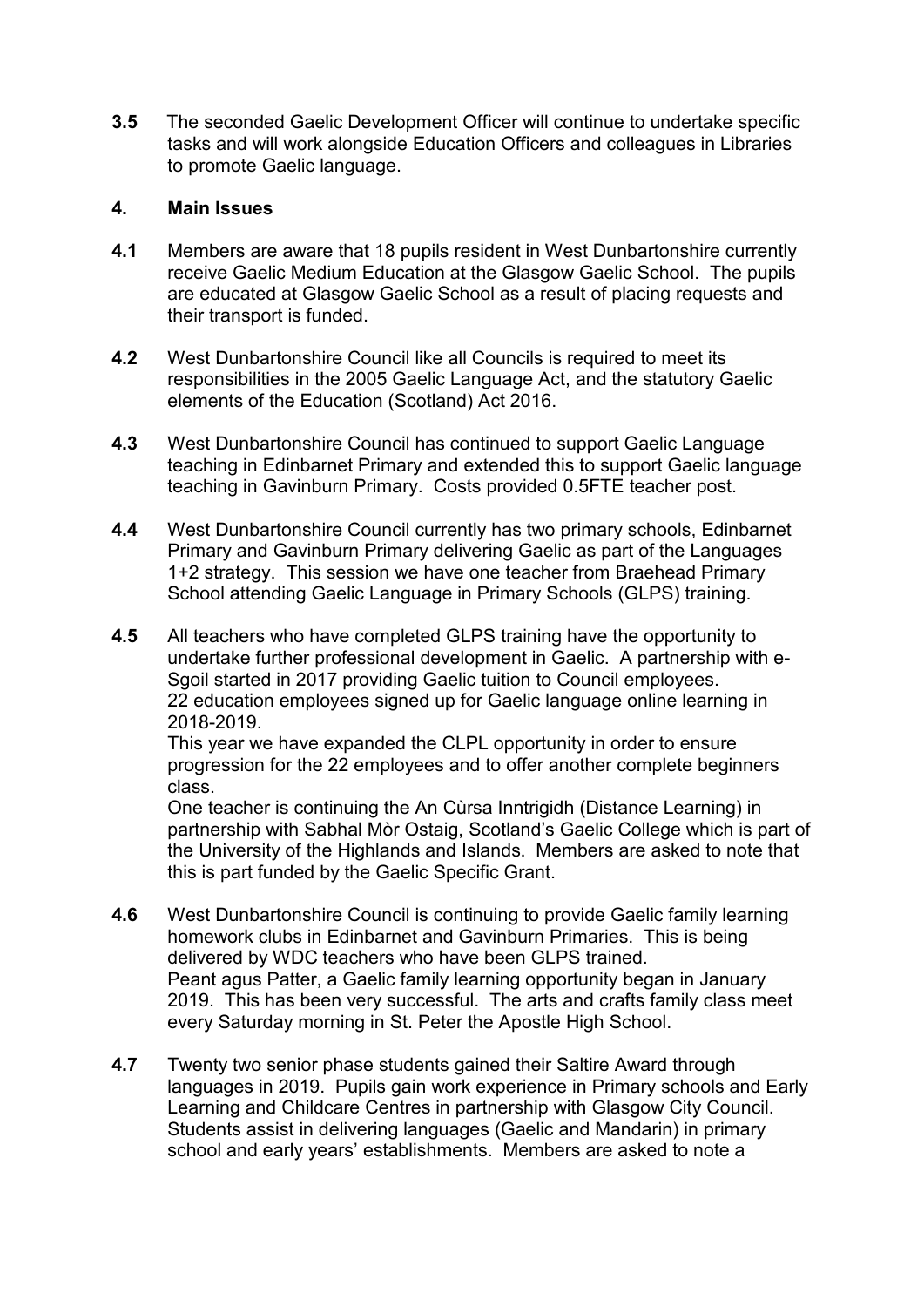**3.5** The seconded Gaelic Development Officer will continue to undertake specific tasks and will work alongside Education Officers and colleagues in Libraries to promote Gaelic language.

## 4. Main Issues

**4.1** Members are aware that 18 pupils resident in West Dunbartonshire currently receive Gaelic Medium Education at the Glasgow Gaelic School. The pupils are educated at Glasgow Gaelic School as a result of placing requests and their transport is funded.

**4.2** West Dunbartonshire Council like all Councils is required to meet its responsibilities in the 2005 Gaelic Language Act, and the statutory Gaelic elements of the Education (Scotland) Act 2016.

**4.3** West Dunbartonshire Council has continued to support Gaelic Language teaching in Edinbarnet Primary and extended this to support Gaelic language teaching in Gavinburn Primary. Costs provided 0.5FTE teacher post.

**4.4** West Dunbartonshire Council currently has two primary schools, Edinbarnet Primary and Gavinburn Primary delivering Gaelic as part of the Languages 1+2 strategy. This session we have one teacher from Braehead Primary School attending Gaelic Language in Primary Schools (GLPS) training.

**4.5** All teachers who have completed GLPS training have the opportunity to undertake further professional development in Gaelic. A partnership with e-Sgoil started in 2017 providing Gaelic tuition to Council employees. 22 education employees signed up for Gaelic language online learning in 2018-2019.

This year we have expanded the CLPL opportunity in order to ensure progression for the 22 employees and to offer another complete beginners class.

One teacher is continuing the An Cùrsa Inntrigidh (Distance Learning) in partnership with Sabhal Mòr Ostaig, Scotland's Gaelic College which is part of the University of the Highlands and Islands. Members are asked to note that this is part funded by the Gaelic Specific Grant.

**4.6** West Dunbartonshire Council is continuing to provide Gaelic family learning homework clubs in Edinbarnet and Gavinburn Primaries. This is being delivered by WDC teachers who have been GLPS trained.

Peant agus Patter, a Gaelic family learning opportunity began in January 2019. This has been very successful. The arts and crafts family class meet every Saturday morning in St. Peter the Apostle High School.

**4.7** Twenty two senior phase students gained their Saltire Award through languages in 2019. Pupils gain work experience in Primary schools and Early Learning and Childcare Centres in partnership with Glasgow City Council. Students assist in delivering languages (Gaelic and Mandarin) in primary school and early years' establishments. Members are asked to note a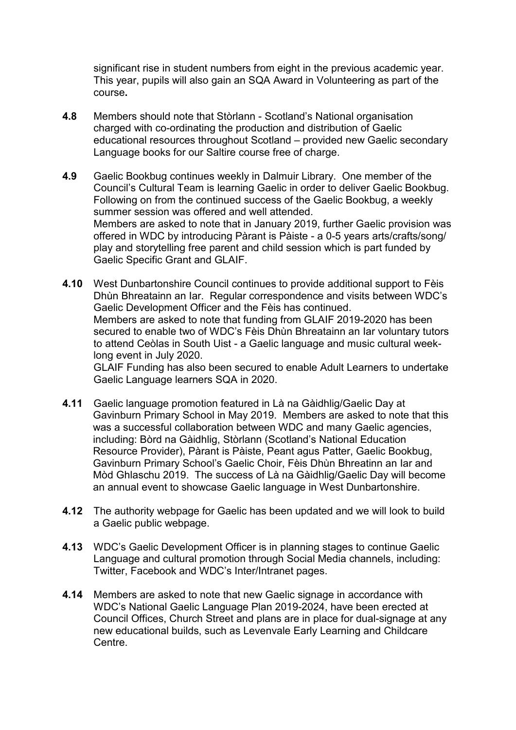significant rise in student numbers from eight in the previous academic year. This year, pupils will also gain an SQA Award in Volunteering as part of the course**.**

**4.8** Members should note that Stòrlann - Scotland's National organisation charged with co-ordinating the production and distribution of Gaelic educational resources throughout Scotland – provided new Gaelic secondary Language books for our Saltire course free of charge.

**4.9** Gaelic Bookbug continues weekly in Dalmuir Library. One member of the Council's Cultural Team is learning Gaelic in order to deliver Gaelic Bookbug. Following on from the continued success of the Gaelic Bookbug, a weekly summer session was offered and well attended.
Members are asked to note that in January 2019, further Gaelic provision was offered in WDC by introducing Pàrant is Pàiste - a 0-5 years arts/crafts/song/ play and storytelling free parent and child session which is part funded by Gaelic Specific Grant and GLAIF.

**4.10** West Dunbartonshire Council continues to provide additional support to Fèis Dhùn Bhreatainn an Iar. Regular correspondence and visits between WDC's Gaelic Development Officer and the Fèis has continued.
Members are asked to note that funding from GLAIF 2019-2020 has been secured to enable two of WDC's Fèis Dhùn Bhreatainn an Iar voluntary tutors to attend Ceòlas in South Uist - a Gaelic language and music cultural week-long event in July 2020.
GLAIF Funding has also been secured to enable Adult Learners to undertake Gaelic Language learners SQA in 2020.

**4.11** Gaelic language promotion featured in Là na Gàidhlig/Gaelic Day at Gavinburn Primary School in May 2019. Members are asked to note that this was a successful collaboration between WDC and many Gaelic agencies, including: Bòrd na Gàidhlig, Stòrlann (Scotland's National Education Resource Provider), Pàrant is Pàiste, Peant agus Patter, Gaelic Bookbug, Gavinburn Primary School's Gaelic Choir, Fèis Dhùn Bhreatinn an Iar and Mòd Ghlaschu 2019. The success of Là na Gàidhlig/Gaelic Day will become an annual event to showcase Gaelic language in West Dunbartonshire.

**4.12** The authority webpage for Gaelic has been updated and we will look to build a Gaelic public webpage.

**4.13** WDC's Gaelic Development Officer is in planning stages to continue Gaelic Language and cultural promotion through Social Media channels, including: Twitter, Facebook and WDC's Inter/Intranet pages.

**4.14** Members are asked to note that new Gaelic signage in accordance with WDC's National Gaelic Language Plan 2019-2024, have been erected at Council Offices, Church Street and plans are in place for dual-signage at any new educational builds, such as Levenvale Early Learning and Childcare Centre.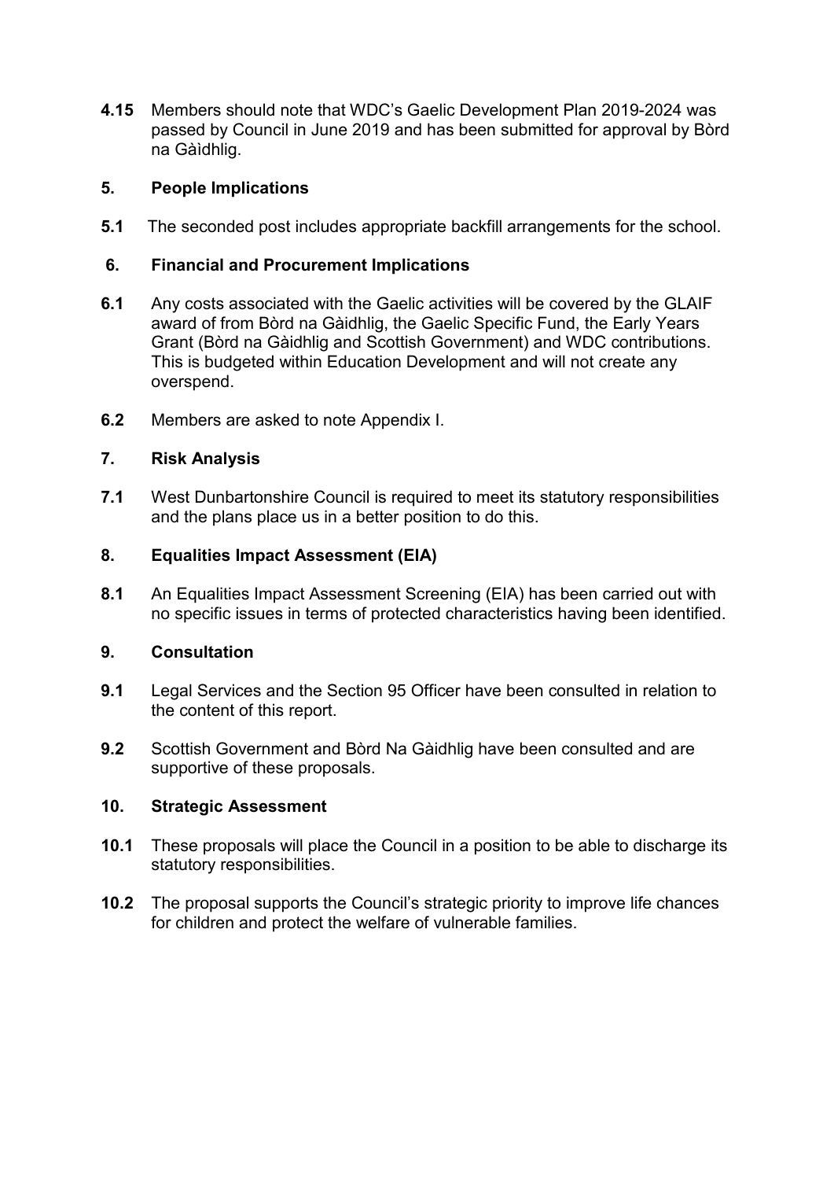**4.15** Members should note that WDC's Gaelic Development Plan 2019-2024 was passed by Council in June 2019 and has been submitted for approval by Bòrd na Gàidhlig.

## 5. People Implications

**5.1** The seconded post includes appropriate backfill arrangements for the school.

## 6. Financial and Procurement Implications

**6.1** Any costs associated with the Gaelic activities will be covered by the GLAIF award of from Bòrd na Gàidhlig, the Gaelic Specific Fund, the Early Years Grant (Bòrd na Gàidhlig and Scottish Government) and WDC contributions. This is budgeted within Education Development and will not create any overspend.

**6.2** Members are asked to note Appendix I.

## 7. Risk Analysis

**7.1** West Dunbartonshire Council is required to meet its statutory responsibilities and the plans place us in a better position to do this.

## 8. Equalities Impact Assessment (EIA)

**8.1** An Equalities Impact Assessment Screening (EIA) has been carried out with no specific issues in terms of protected characteristics having been identified.

## 9. Consultation

**9.1** Legal Services and the Section 95 Officer have been consulted in relation to the content of this report.

**9.2** Scottish Government and Bòrd Na Gàidhlig have been consulted and are supportive of these proposals.

## 10. Strategic Assessment

**10.1** These proposals will place the Council in a position to be able to discharge its statutory responsibilities.

**10.2** The proposal supports the Council's strategic priority to improve life chances for children and protect the welfare of vulnerable families.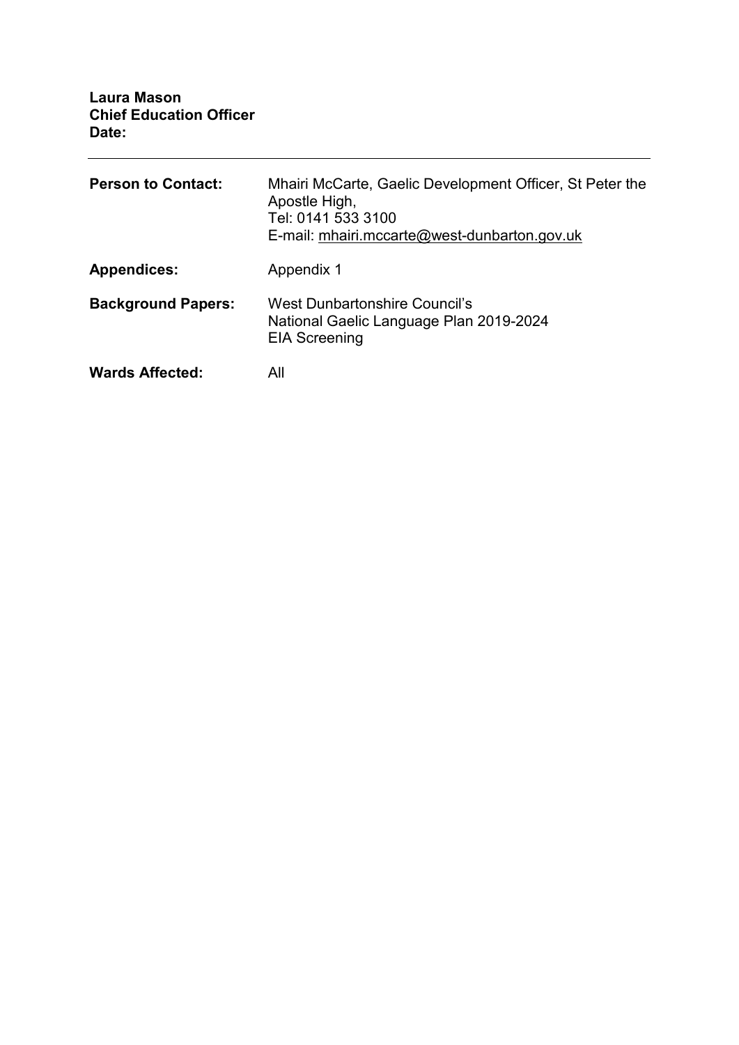**Laura Mason**
**Chief Education Officer**
**Date:**

---

| | |
|---|---|
| **Person to Contact:** | Mhairi McCarte, Gaelic Development Officer, St Peter the Apostle High, Tel: 0141 533 3100 E-mail: mhairi.mccarte@west-dunbarton.gov.uk |
| **Appendices:** | Appendix 1 |
| **Background Papers:** | West Dunbartonshire Council's National Gaelic Language Plan 2019-2024 EIA Screening |
| **Wards Affected:** | All |